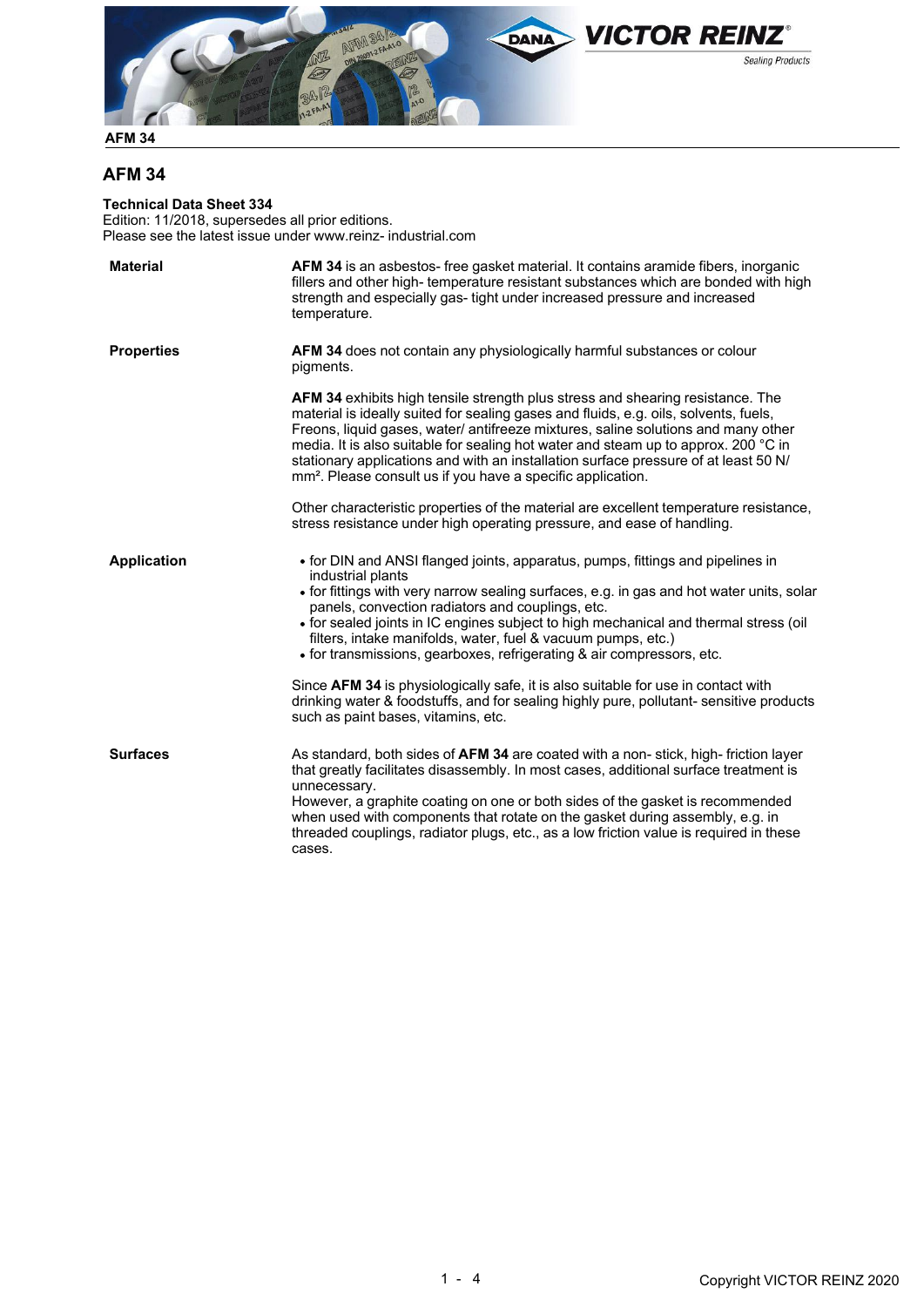# AFM 34

**Technical Data Sheet 334**
Edition: 11/2018, supersedes all prior editions.
Please see the latest issue under www.reinz- industrial.com

**Material**

**AFM 34** is an asbestos- free gasket material. It contains aramide fibers, inorganic fillers and other high- temperature resistant substances which are bonded with high strength and especially gas- tight under increased pressure and increased temperature.

**Properties**

**AFM 34** does not contain any physiologically harmful substances or colour pigments.

**AFM 34** exhibits high tensile strength plus stress and shearing resistance. The material is ideally suited for sealing gases and fluids, e.g. oils, solvents, fuels, Freons, liquid gases, water/ antifreeze mixtures, saline solutions and many other media. It is also suitable for sealing hot water and steam up to approx. 200 °C in stationary applications and with an installation surface pressure of at least 50 N/ mm². Please consult us if you have a specific application.

Other characteristic properties of the material are excellent temperature resistance, stress resistance under high operating pressure, and ease of handling.

**Application**

- for DIN and ANSI flanged joints, apparatus, pumps, fittings and pipelines in industrial plants
- for fittings with very narrow sealing surfaces, e.g. in gas and hot water units, solar panels, convection radiators and couplings, etc.
- for sealed joints in IC engines subject to high mechanical and thermal stress (oil filters, intake manifolds, water, fuel & vacuum pumps, etc.)
- for transmissions, gearboxes, refrigerating & air compressors, etc.

Since **AFM 34** is physiologically safe, it is also suitable for use in contact with drinking water & foodstuffs, and for sealing highly pure, pollutant- sensitive products such as paint bases, vitamins, etc.

**Surfaces**

As standard, both sides of **AFM 34** are coated with a non- stick, high- friction layer that greatly facilitates disassembly. In most cases, additional surface treatment is unnecessary.
However, a graphite coating on one or both sides of the gasket is recommended when used with components that rotate on the gasket during assembly, e.g. in threaded couplings, radiator plugs, etc., as a low friction value is required in these cases.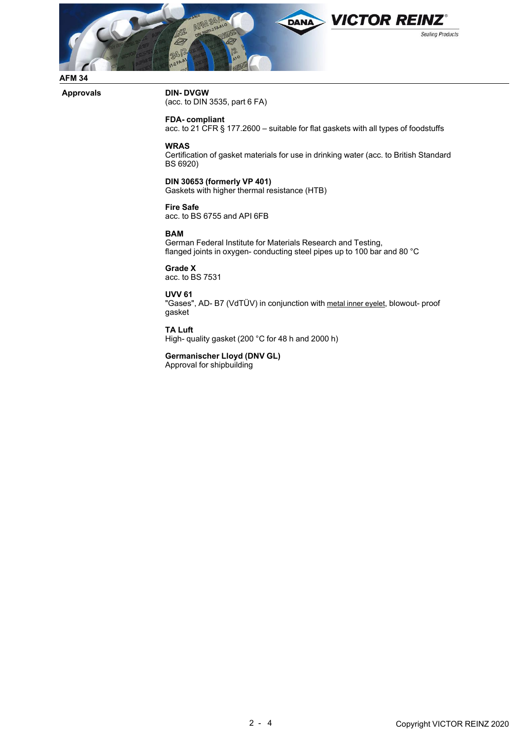## AFM 34

**Approvals**

**DIN- DVGW**
(acc. to DIN 3535, part 6 FA)

**FDA- compliant**
acc. to 21 CFR § 177.2600 – suitable for flat gaskets with all types of foodstuffs

**WRAS**
Certification of gasket materials for use in drinking water (acc. to British Standard BS 6920)

**DIN 30653 (formerly VP 401)**
Gaskets with higher thermal resistance (HTB)

**Fire Safe**
acc. to BS 6755 and API 6FB

**BAM**
German Federal Institute for Materials Research and Testing,
flanged joints in oxygen- conducting steel pipes up to 100 bar and 80 °C

**Grade X**
acc. to BS 7531

**UVV 61**
"Gases", AD- B7 (VdTÜV) in conjunction with metal inner eyelet, blowout- proof gasket

**TA Luft**
High- quality gasket (200 °C for 48 h and 2000 h)

**Germanischer Lloyd (DNV GL)**
Approval for shipbuilding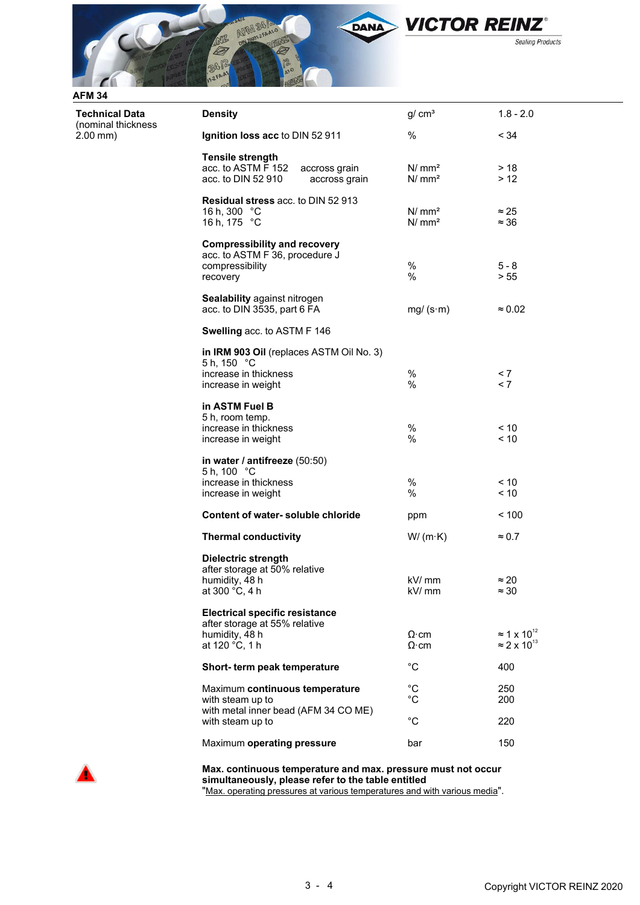## AFM 34

**Technical Data** (nominal thickness 2.00 mm)

| Property | Unit | Value |
|---|---|---|
| **Density** | g/ cm³ | 1.8 - 2.0 |
| **Ignition loss acc** to DIN 52 911 | % | < 34 |
| **Tensile strength** | | |
| acc. to ASTM F 152 accross grain | N/ mm² | > 18 |
| acc. to DIN 52 910 accross grain | N/ mm² | > 12 |
| **Residual stress** acc. to DIN 52 913 | | |
| 16 h, 300 °C | N/ mm² | ≈ 25 |
| 16 h, 175 °C | N/ mm² | ≈ 36 |
| **Compressibility and recovery** acc. to ASTM F 36, procedure J | | |
| compressibility | % | 5 - 8 |
| recovery | % | > 55 |
| **Sealability** against nitrogen acc. to DIN 3535, part 6 FA | mg/ (s·m) | ≈ 0.02 |
| **Swelling** acc. to ASTM F 146 | | |
| **in IRM 903 Oil** (replaces ASTM Oil No. 3) 5 h, 150 °C | | |
| increase in thickness | % | < 7 |
| increase in weight | % | < 7 |
| **in ASTM Fuel B** 5 h, room temp. | | |
| increase in thickness | % | < 10 |
| increase in weight | % | < 10 |
| **in water / antifreeze** (50:50) 5 h, 100 °C | | |
| increase in thickness | % | < 10 |
| increase in weight | % | < 10 |
| **Content of water- soluble chloride** | ppm | < 100 |
| **Thermal conductivity** | W/ (m·K) | ≈ 0.7 |
| **Dielectric strength** | | |
| after storage at 50% relative humidity, 48 h | kV/ mm | ≈ 20 |
| at 300 °C, 4 h | kV/ mm | ≈ 30 |
| **Electrical specific resistance** | | |
| after storage at 55% relative humidity, 48 h | Ω·cm | ≈ $1 \times 10^{12}$ |
| at 120 °C, 1 h | Ω·cm | ≈ $2 \times 10^{13}$ |
| **Short- term peak temperature** | °C | 400 |
| Maximum **continuous temperature** | °C | 250 |
| with steam up to | °C | 200 |
| with metal inner bead (AFM 34 CO ME) with steam up to | °C | 220 |
| Maximum **operating pressure** | bar | 150 |

**Max. continuous temperature and max. pressure must not occur simultaneously, please refer to the table entitled**
"Max. operating pressures at various temperatures and with various media".

Copyright VICTOR REINZ 2020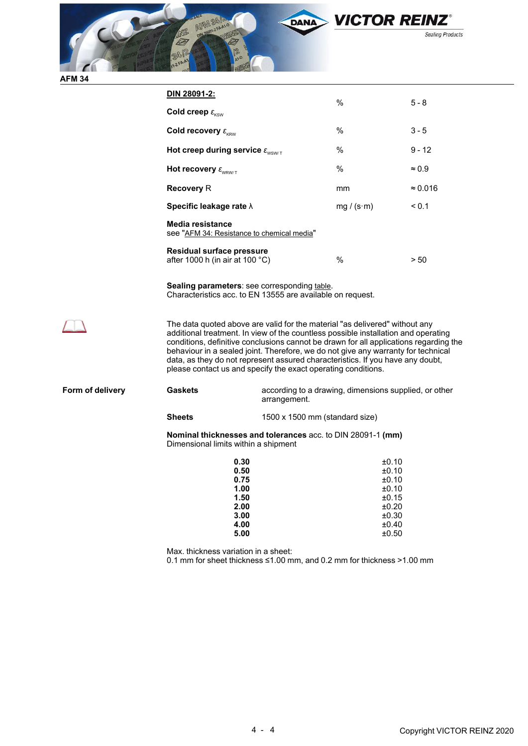AFM 34

| | | |
|---|---|---|
| **DIN 28091-2:** | | |
| **Cold creep** $\varepsilon_{KSW}$ | % | 5 - 8 |
| **Cold recovery** $\varepsilon_{KRW}$ | % | 3 - 5 |
| **Hot creep during service** $\varepsilon_{WSW/T}$ | % | 9 - 12 |
| **Hot recovery** $\varepsilon_{WRW/T}$ | % | ≈ 0.9 |
| **Recovery** R | mm | ≈ 0.016 |
| **Specific leakage rate** λ | mg / (s·m) | < 0.1 |
| **Media resistance** see "AFM 34: Resistance to chemical media" | | |
| **Residual surface pressure** after 1000 h (in air at 100 °C) | % | > 50 |

**Sealing parameters**: see corresponding table.
Characteristics acc. to EN 13555 are available on request.

The data quoted above are valid for the material "as delivered" without any additional treatment. In view of the countless possible installation and operating conditions, definitive conclusions cannot be drawn for all applications regarding the behaviour in a sealed joint. Therefore, we do not give any warranty for technical data, as they do not represent assured characteristics. If you have any doubt, please contact us and specify the exact operating conditions.

**Form of delivery**

**Gaskets** according to a drawing, dimensions supplied, or other arrangement.

**Sheets** 1500 x 1500 mm (standard size)

**Nominal thicknesses and tolerances** acc. to DIN 28091-1 **(mm)**
Dimensional limits within a shipment

| | |
|---|---|
| **0.30** | ±0.10 |
| **0.50** | ±0.10 |
| **0.75** | ±0.10 |
| **1.00** | ±0.10 |
| **1.50** | ±0.15 |
| **2.00** | ±0.20 |
| **3.00** | ±0.30 |
| **4.00** | ±0.40 |
| **5.00** | ±0.50 |

Max. thickness variation in a sheet:
0.1 mm for sheet thickness ≤1.00 mm, and 0.2 mm for thickness >1.00 mm

Copyright VICTOR REINZ 2020